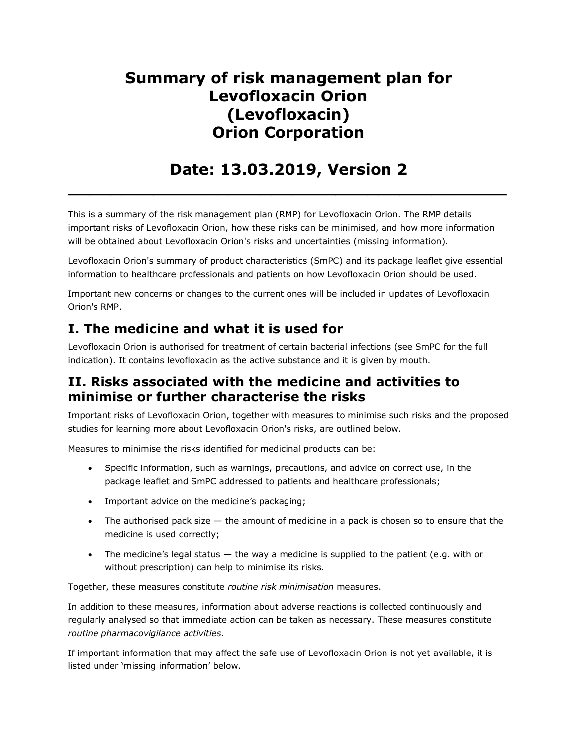# Summary of risk management plan for Levofloxacin Orion (Levofloxacin) Orion Corporation

# Date: 13.03.2019, Version 2

---

This is a summary of the risk management plan (RMP) for Levofloxacin Orion. The RMP details important risks of Levofloxacin Orion, how these risks can be minimised, and how more information will be obtained about Levofloxacin Orion's risks and uncertainties (missing information).

Levofloxacin Orion's summary of product characteristics (SmPC) and its package leaflet give essential information to healthcare professionals and patients on how Levofloxacin Orion should be used.

Important new concerns or changes to the current ones will be included in updates of Levofloxacin Orion's RMP.

## I. The medicine and what it is used for

Levofloxacin Orion is authorised for treatment of certain bacterial infections (see SmPC for the full indication). It contains levofloxacin as the active substance and it is given by mouth.

## II. Risks associated with the medicine and activities to minimise or further characterise the risks

Important risks of Levofloxacin Orion, together with measures to minimise such risks and the proposed studies for learning more about Levofloxacin Orion's risks, are outlined below.

Measures to minimise the risks identified for medicinal products can be:

- Specific information, such as warnings, precautions, and advice on correct use, in the package leaflet and SmPC addressed to patients and healthcare professionals;
- Important advice on the medicine's packaging;
- The authorised pack size — the amount of medicine in a pack is chosen so to ensure that the medicine is used correctly;
- The medicine's legal status — the way a medicine is supplied to the patient (e.g. with or without prescription) can help to minimise its risks.

Together, these measures constitute *routine risk minimisation* measures.

In addition to these measures, information about adverse reactions is collected continuously and regularly analysed so that immediate action can be taken as necessary. These measures constitute *routine pharmacovigilance activities*.

If important information that may affect the safe use of Levofloxacin Orion is not yet available, it is listed under 'missing information' below.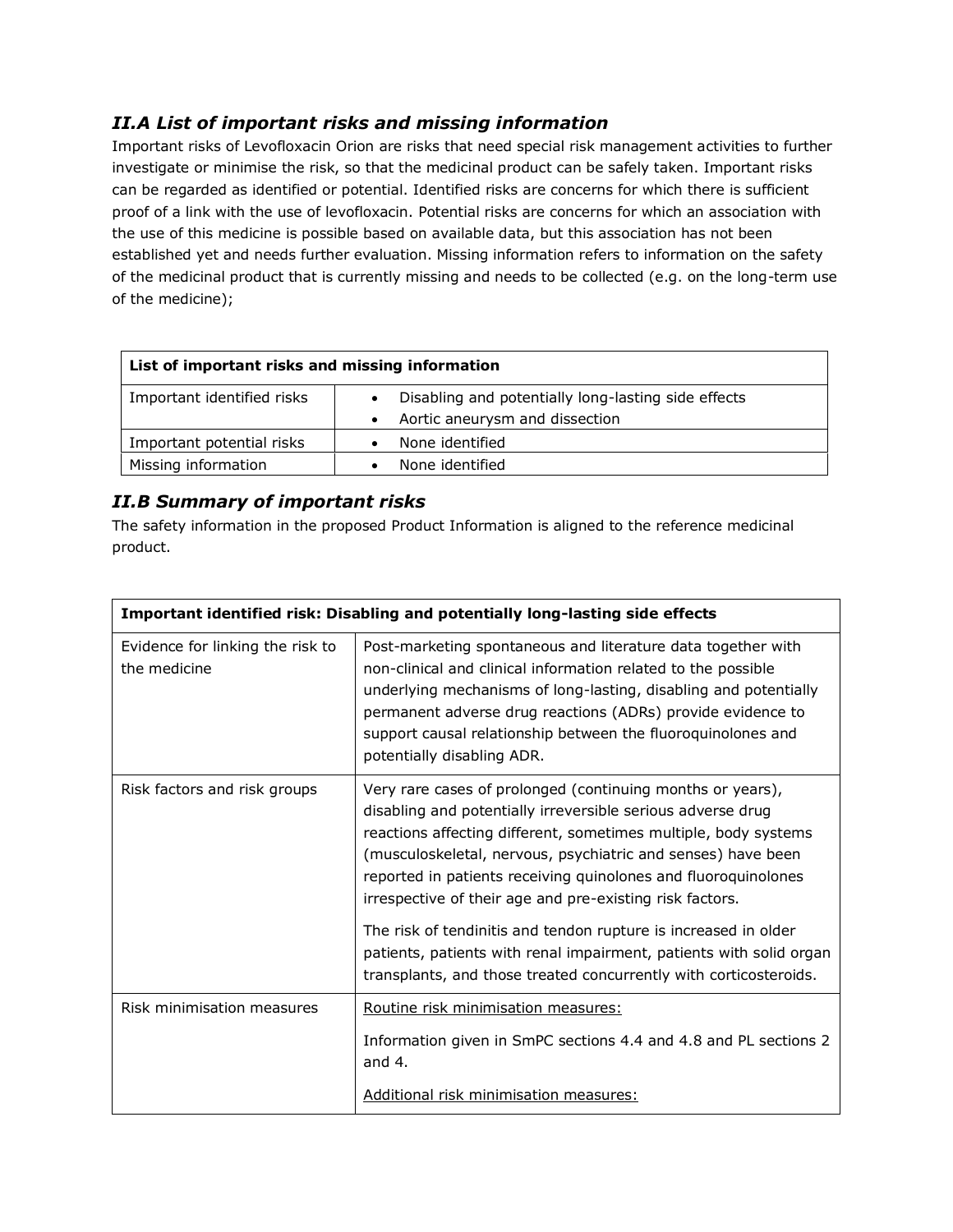## *II.A List of important risks and missing information*

Important risks of Levofloxacin Orion are risks that need special risk management activities to further investigate or minimise the risk, so that the medicinal product can be safely taken. Important risks can be regarded as identified or potential. Identified risks are concerns for which there is sufficient proof of a link with the use of levofloxacin. Potential risks are concerns for which an association with the use of this medicine is possible based on available data, but this association has not been established yet and needs further evaluation. Missing information refers to information on the safety of the medicinal product that is currently missing and needs to be collected (e.g. on the long-term use of the medicine);

| **List of important risks and missing information** | |
|---|---|
| Important identified risks | • Disabling and potentially long-lasting side effects<br>• Aortic aneurysm and dissection |
| Important potential risks | • None identified |
| Missing information | • None identified |

## *II.B Summary of important risks*

The safety information in the proposed Product Information is aligned to the reference medicinal product.

| **Important identified risk: Disabling and potentially long-lasting side effects** | |
|---|---|
| Evidence for linking the risk to the medicine | Post-marketing spontaneous and literature data together with non-clinical and clinical information related to the possible underlying mechanisms of long-lasting, disabling and potentially permanent adverse drug reactions (ADRs) provide evidence to support causal relationship between the fluoroquinolones and potentially disabling ADR. |
| Risk factors and risk groups | Very rare cases of prolonged (continuing months or years), disabling and potentially irreversible serious adverse drug reactions affecting different, sometimes multiple, body systems (musculoskeletal, nervous, psychiatric and senses) have been reported in patients receiving quinolones and fluoroquinolones irrespective of their age and pre-existing risk factors.<br><br>The risk of tendinitis and tendon rupture is increased in older patients, patients with renal impairment, patients with solid organ transplants, and those treated concurrently with corticosteroids. |
| Risk minimisation measures | Routine risk minimisation measures:<br><br>Information given in SmPC sections 4.4 and 4.8 and PL sections 2 and 4.<br><br>Additional risk minimisation measures: |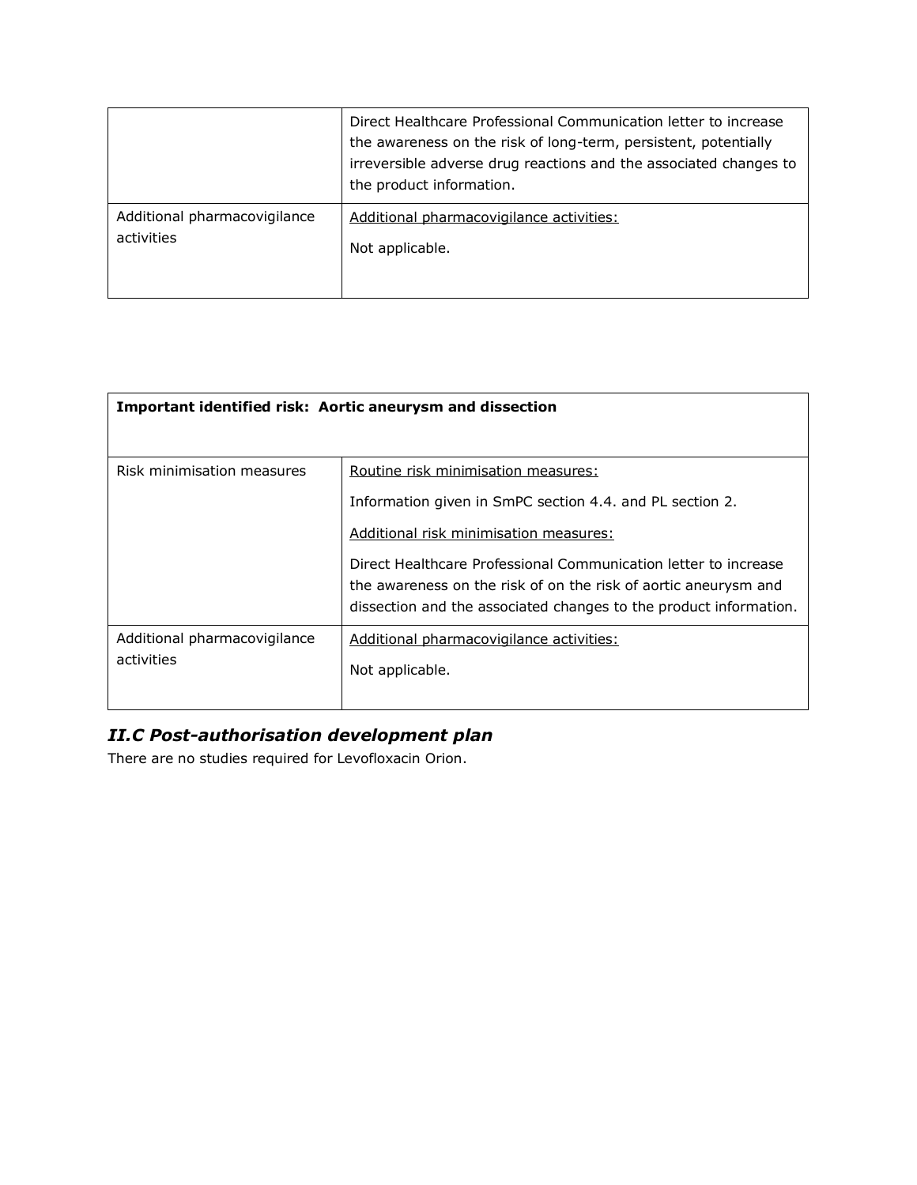| | |
|---|---|
| | Direct Healthcare Professional Communication letter to increase the awareness on the risk of long-term, persistent, potentially irreversible adverse drug reactions and the associated changes to the product information. |
| Additional pharmacovigilance activities | Additional pharmacovigilance activities:<br><br>Not applicable. |

| **Important identified risk: Aortic aneurysm and dissection** | |
|---|---|
| Risk minimisation measures | Routine risk minimisation measures:<br><br>Information given in SmPC section 4.4. and PL section 2.<br><br>Additional risk minimisation measures:<br><br>Direct Healthcare Professional Communication letter to increase the awareness on the risk of on the risk of aortic aneurysm and dissection and the associated changes to the product information. |
| Additional pharmacovigilance activities | Additional pharmacovigilance activities:<br><br>Not applicable. |

## *II.C Post-authorisation development plan*

There are no studies required for Levofloxacin Orion.